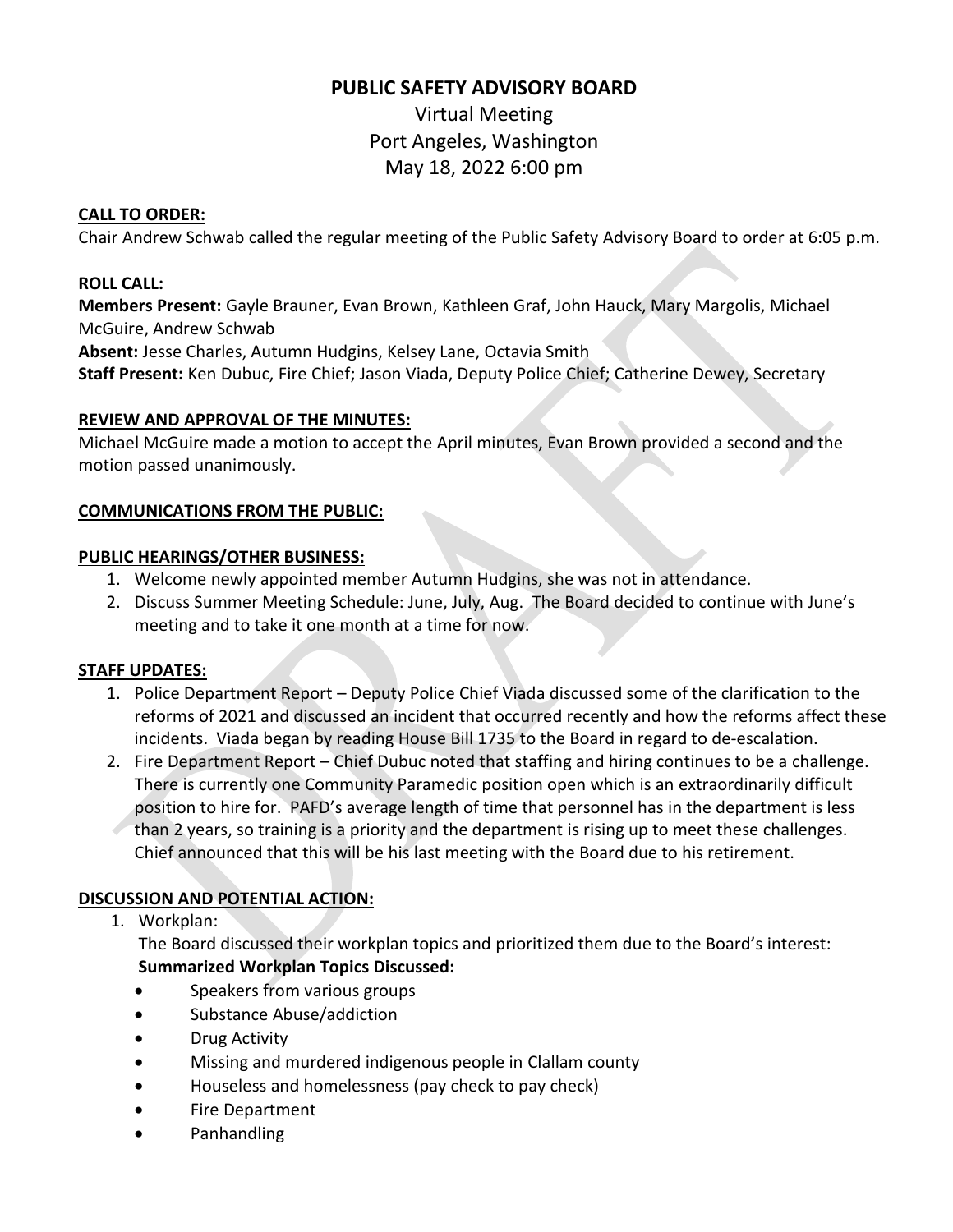# PUBLIC SAFETY ADVISORY BOARD

Virtual Meeting
Port Angeles, Washington
May 18, 2022 6:00 pm

**CALL TO ORDER:**
Chair Andrew Schwab called the regular meeting of the Public Safety Advisory Board to order at 6:05 p.m.

**ROLL CALL:**
**Members Present:** Gayle Brauner, Evan Brown, Kathleen Graf, John Hauck, Mary Margolis, Michael McGuire, Andrew Schwab
**Absent:** Jesse Charles, Autumn Hudgins, Kelsey Lane, Octavia Smith
**Staff Present:** Ken Dubuc, Fire Chief; Jason Viada, Deputy Police Chief; Catherine Dewey, Secretary

**REVIEW AND APPROVAL OF THE MINUTES:**
Michael McGuire made a motion to accept the April minutes, Evan Brown provided a second and the motion passed unanimously.

**COMMUNICATIONS FROM THE PUBLIC:**

**PUBLIC HEARINGS/OTHER BUSINESS:**

1. Welcome newly appointed member Autumn Hudgins, she was not in attendance.
2. Discuss Summer Meeting Schedule: June, July, Aug. The Board decided to continue with June's meeting and to take it one month at a time for now.

**STAFF UPDATES:**

1. Police Department Report – Deputy Police Chief Viada discussed some of the clarification to the reforms of 2021 and discussed an incident that occurred recently and how the reforms affect these incidents. Viada began by reading House Bill 1735 to the Board in regard to de-escalation.
2. Fire Department Report – Chief Dubuc noted that staffing and hiring continues to be a challenge. There is currently one Community Paramedic position open which is an extraordinarily difficult position to hire for. PAFD's average length of time that personnel has in the department is less than 2 years, so training is a priority and the department is rising up to meet these challenges. Chief announced that this will be his last meeting with the Board due to his retirement.

**DISCUSSION AND POTENTIAL ACTION:**

1. Workplan:
   The Board discussed their workplan topics and prioritized them due to the Board's interest:
   **Summarized Workplan Topics Discussed:**
   - Speakers from various groups
   - Substance Abuse/addiction
   - Drug Activity
   - Missing and murdered indigenous people in Clallam county
   - Houseless and homelessness (pay check to pay check)
   - Fire Department
   - Panhandling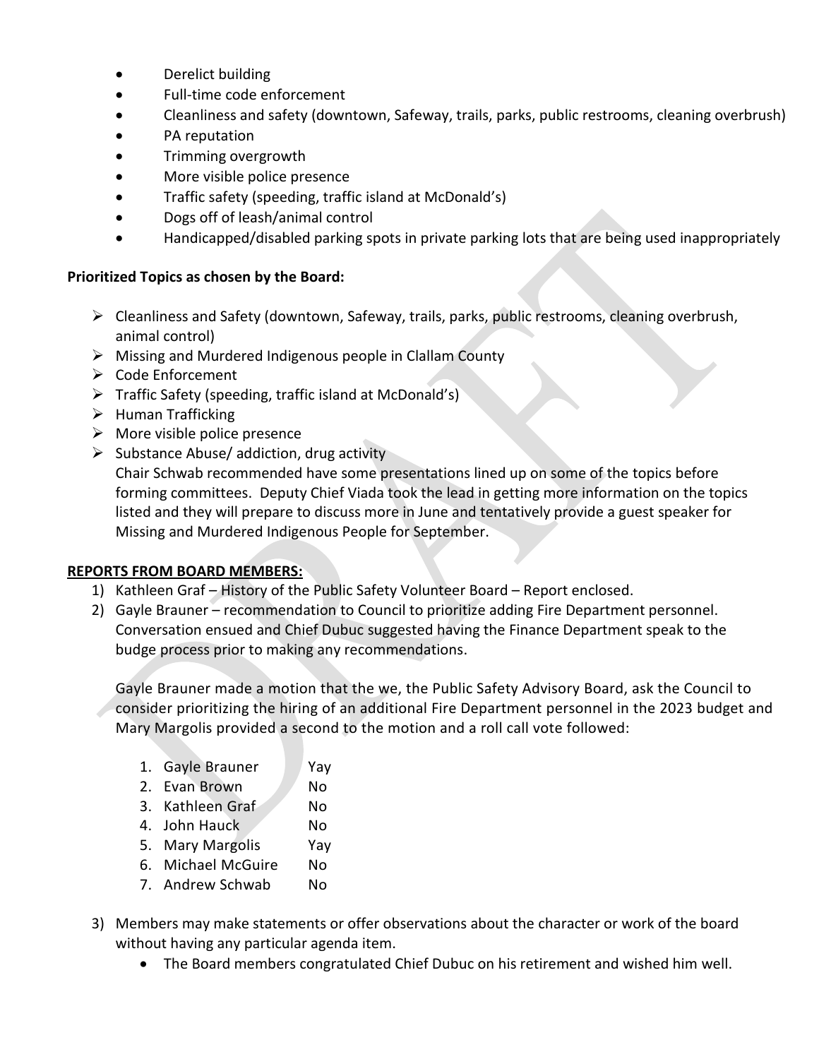- Derelict building
- Full-time code enforcement
- Cleanliness and safety (downtown, Safeway, trails, parks, public restrooms, cleaning overbrush)
- PA reputation
- Trimming overgrowth
- More visible police presence
- Traffic safety (speeding, traffic island at McDonald's)
- Dogs off of leash/animal control
- Handicapped/disabled parking spots in private parking lots that are being used inappropriately

**Prioritized Topics as chosen by the Board:**

- Cleanliness and Safety (downtown, Safeway, trails, parks, public restrooms, cleaning overbrush, animal control)
- Missing and Murdered Indigenous people in Clallam County
- Code Enforcement
- Traffic Safety (speeding, traffic island at McDonald's)
- Human Trafficking
- More visible police presence
- Substance Abuse/ addiction, drug activity

  Chair Schwab recommended have some presentations lined up on some of the topics before forming committees. Deputy Chief Viada took the lead in getting more information on the topics listed and they will prepare to discuss more in June and tentatively provide a guest speaker for Missing and Murdered Indigenous People for September.

**REPORTS FROM BOARD MEMBERS:**

1) Kathleen Graf – History of the Public Safety Volunteer Board – Report enclosed.
2) Gayle Brauner – recommendation to Council to prioritize adding Fire Department personnel. Conversation ensued and Chief Dubuc suggested having the Finance Department speak to the budge process prior to making any recommendations.

   Gayle Brauner made a motion that the we, the Public Safety Advisory Board, ask the Council to consider prioritizing the hiring of an additional Fire Department personnel in the 2023 budget and Mary Margolis provided a second to the motion and a roll call vote followed:

   1. Gayle Brauner Yay
   2. Evan Brown No
   3. Kathleen Graf No
   4. John Hauck No
   5. Mary Margolis Yay
   6. Michael McGuire No
   7. Andrew Schwab No

3) Members may make statements or offer observations about the character or work of the board without having any particular agenda item.
   - The Board members congratulated Chief Dubuc on his retirement and wished him well.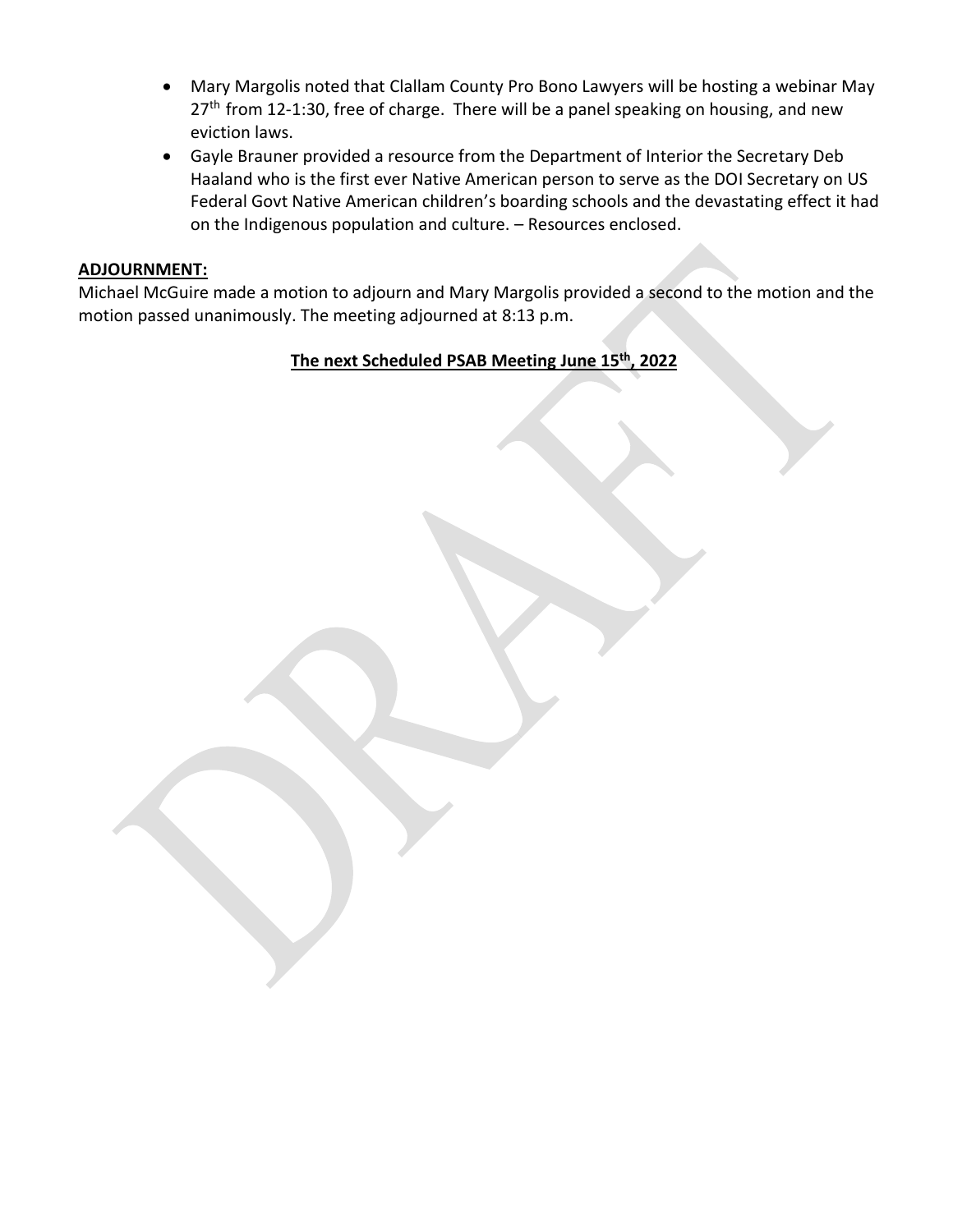- Mary Margolis noted that Clallam County Pro Bono Lawyers will be hosting a webinar May 27th from 12-1:30, free of charge. There will be a panel speaking on housing, and new eviction laws.
- Gayle Brauner provided a resource from the Department of Interior the Secretary Deb Haaland who is the first ever Native American person to serve as the DOI Secretary on US Federal Govt Native American children's boarding schools and the devastating effect it had on the Indigenous population and culture. – Resources enclosed.

**ADJOURNMENT:**

Michael McGuire made a motion to adjourn and Mary Margolis provided a second to the motion and the motion passed unanimously. The meeting adjourned at 8:13 p.m.

**The next Scheduled PSAB Meeting June 15th, 2022**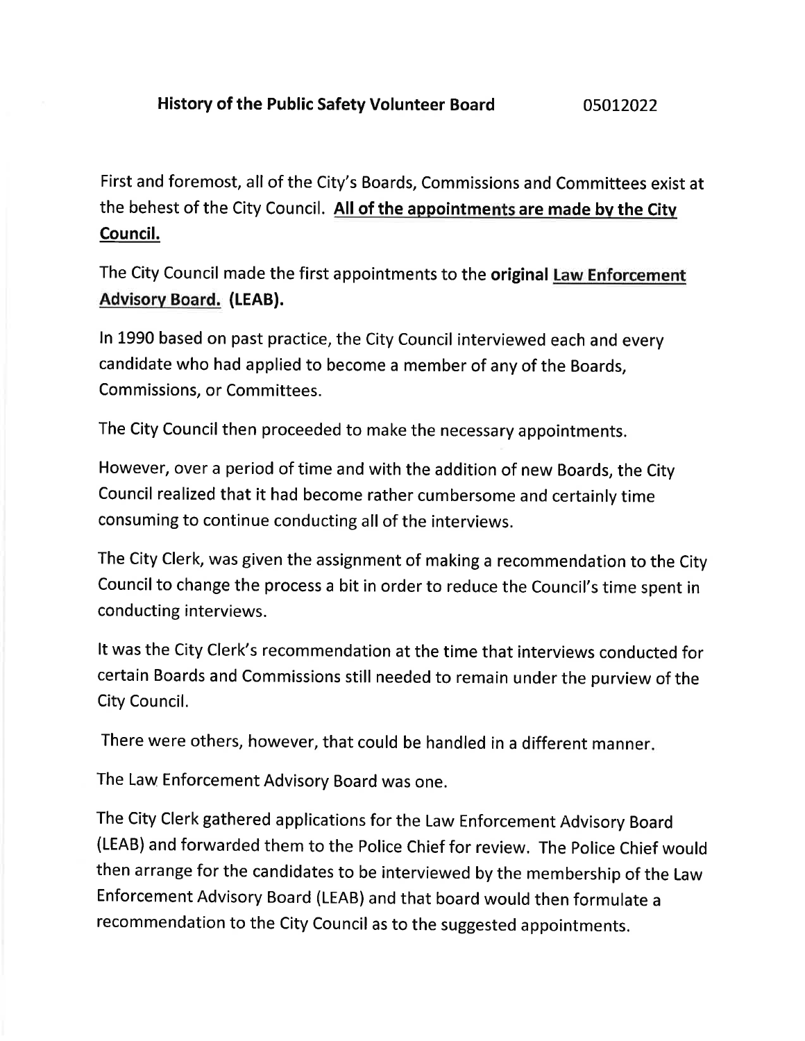**History of the Public Safety Volunteer Board** 05012022

First and foremost, all of the City's Boards, Commissions and Committees exist at the behest of the City Council. **<u>All of the appointments are made by the City Council.</u>**

The City Council made the first appointments to the **original <u>Law Enforcement Advisory Board.</u> (LEAB).**

In 1990 based on past practice, the City Council interviewed each and every candidate who had applied to become a member of any of the Boards, Commissions, or Committees.

The City Council then proceeded to make the necessary appointments.

However, over a period of time and with the addition of new Boards, the City Council realized that it had become rather cumbersome and certainly time consuming to continue conducting all of the interviews.

The City Clerk, was given the assignment of making a recommendation to the City Council to change the process a bit in order to reduce the Council's time spent in conducting interviews.

It was the City Clerk's recommendation at the time that interviews conducted for certain Boards and Commissions still needed to remain under the purview of the City Council.

There were others, however, that could be handled in a different manner.

The Law Enforcement Advisory Board was one.

The City Clerk gathered applications for the Law Enforcement Advisory Board (LEAB) and forwarded them to the Police Chief for review. The Police Chief would then arrange for the candidates to be interviewed by the membership of the Law Enforcement Advisory Board (LEAB) and that board would then formulate a recommendation to the City Council as to the suggested appointments.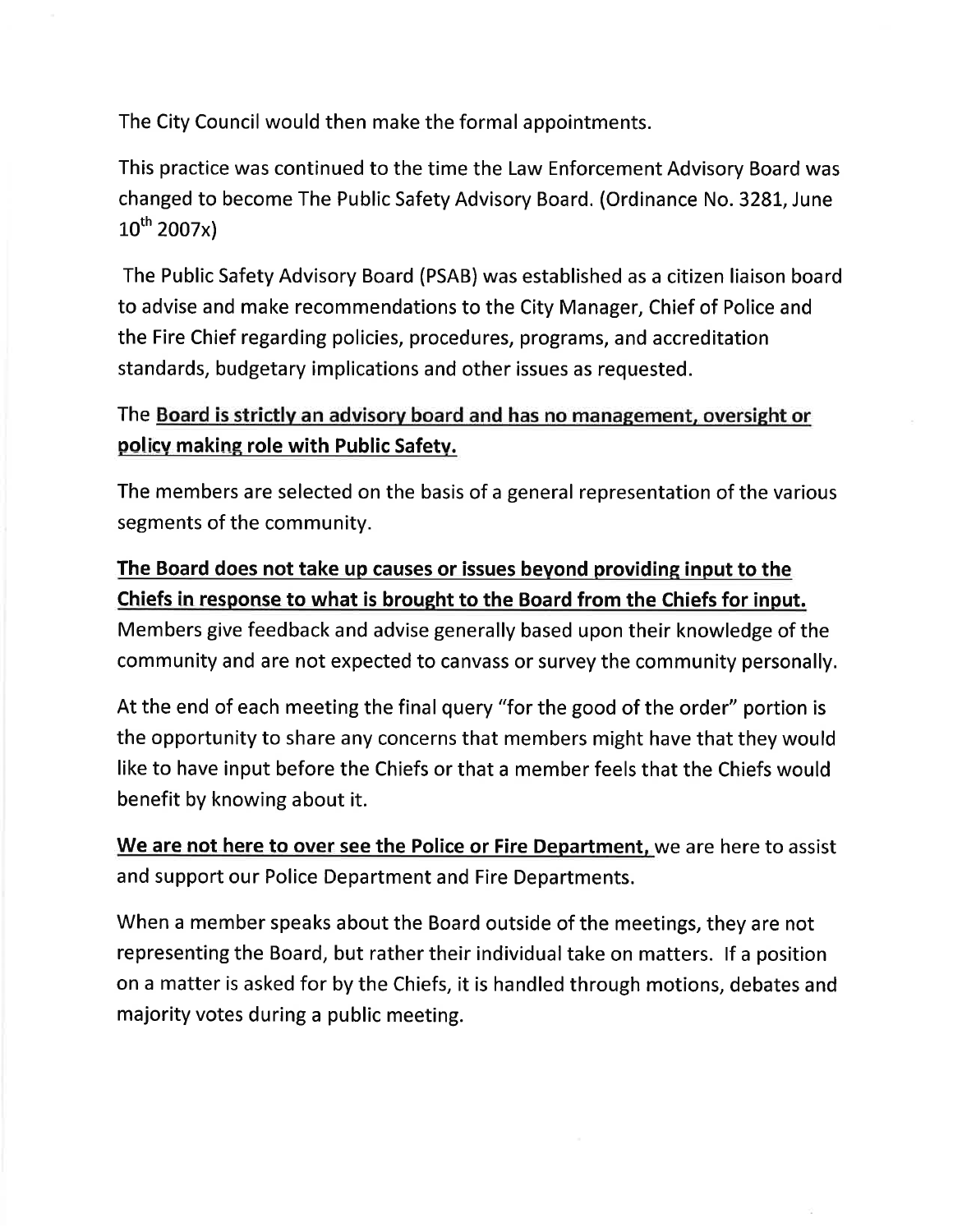The City Council would then make the formal appointments.

This practice was continued to the time the Law Enforcement Advisory Board was changed to become The Public Safety Advisory Board. (Ordinance No. 3281, June 10th 2007x)

The Public Safety Advisory Board (PSAB) was established as a citizen liaison board to advise and make recommendations to the City Manager, Chief of Police and the Fire Chief regarding policies, procedures, programs, and accreditation standards, budgetary implications and other issues as requested.

The **Board is strictly an advisory board and has no management, oversight or policy making role with Public Safety.**

The members are selected on the basis of a general representation of the various segments of the community.

**The Board does not take up causes or issues beyond providing input to the Chiefs in response to what is brought to the Board from the Chiefs for input.** Members give feedback and advise generally based upon their knowledge of the community and are not expected to canvass or survey the community personally.

At the end of each meeting the final query "for the good of the order" portion is the opportunity to share any concerns that members might have that they would like to have input before the Chiefs or that a member feels that the Chiefs would benefit by knowing about it.

**We are not here to over see the Police or Fire Department,** we are here to assist and support our Police Department and Fire Departments.

When a member speaks about the Board outside of the meetings, they are not representing the Board, but rather their individual take on matters. If a position on a matter is asked for by the Chiefs, it is handled through motions, debates and majority votes during a public meeting.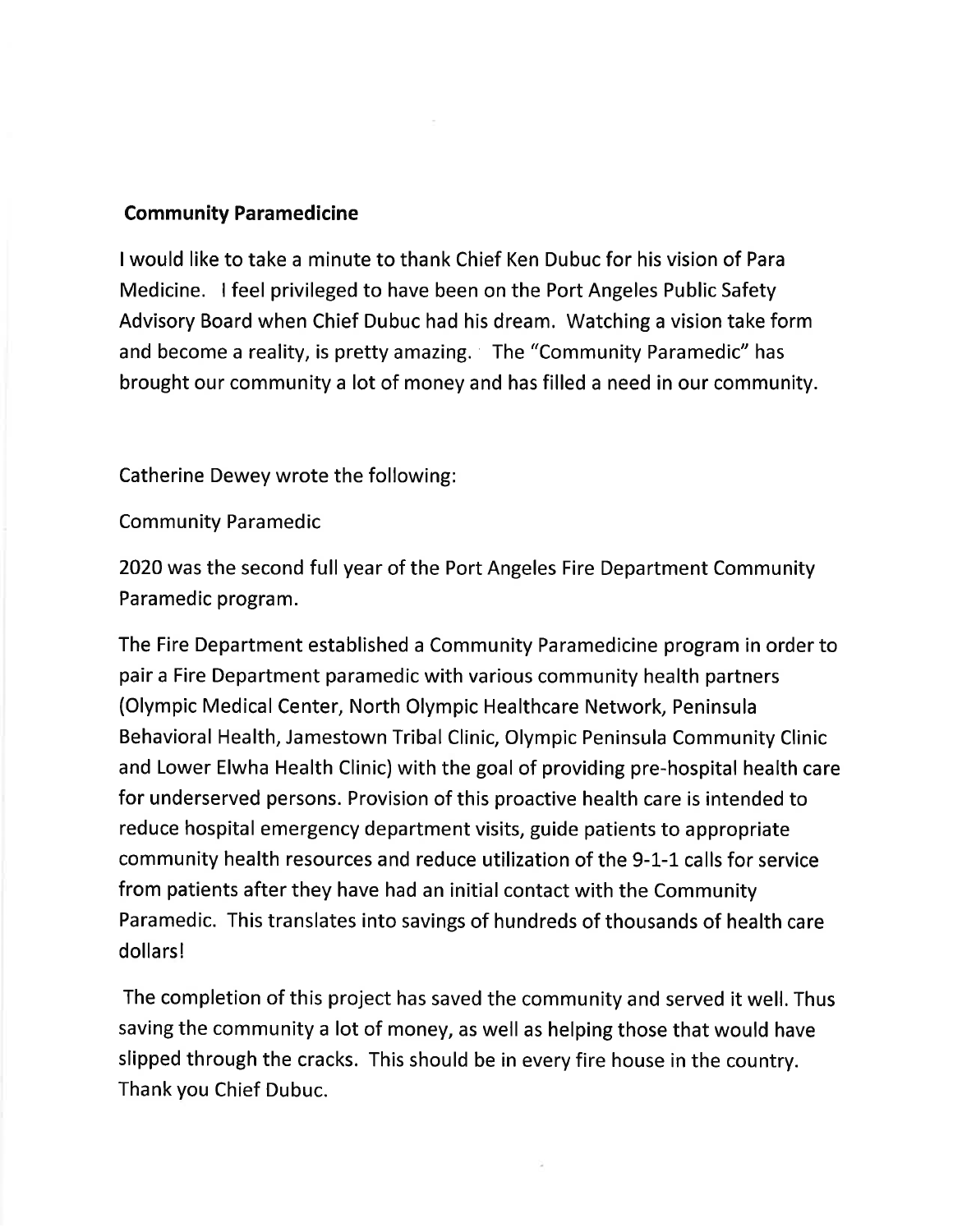**Community Paramedicine**

I would like to take a minute to thank Chief Ken Dubuc for his vision of Para Medicine. I feel privileged to have been on the Port Angeles Public Safety Advisory Board when Chief Dubuc had his dream. Watching a vision take form and become a reality, is pretty amazing. The "Community Paramedic" has brought our community a lot of money and has filled a need in our community.

Catherine Dewey wrote the following:

Community Paramedic

2020 was the second full year of the Port Angeles Fire Department Community Paramedic program.

The Fire Department established a Community Paramedicine program in order to pair a Fire Department paramedic with various community health partners (Olympic Medical Center, North Olympic Healthcare Network, Peninsula Behavioral Health, Jamestown Tribal Clinic, Olympic Peninsula Community Clinic and Lower Elwha Health Clinic) with the goal of providing pre-hospital health care for underserved persons. Provision of this proactive health care is intended to reduce hospital emergency department visits, guide patients to appropriate community health resources and reduce utilization of the 9-1-1 calls for service from patients after they have had an initial contact with the Community Paramedic. This translates into savings of hundreds of thousands of health care dollars!

The completion of this project has saved the community and served it well. Thus saving the community a lot of money, as well as helping those that would have slipped through the cracks. This should be in every fire house in the country. Thank you Chief Dubuc.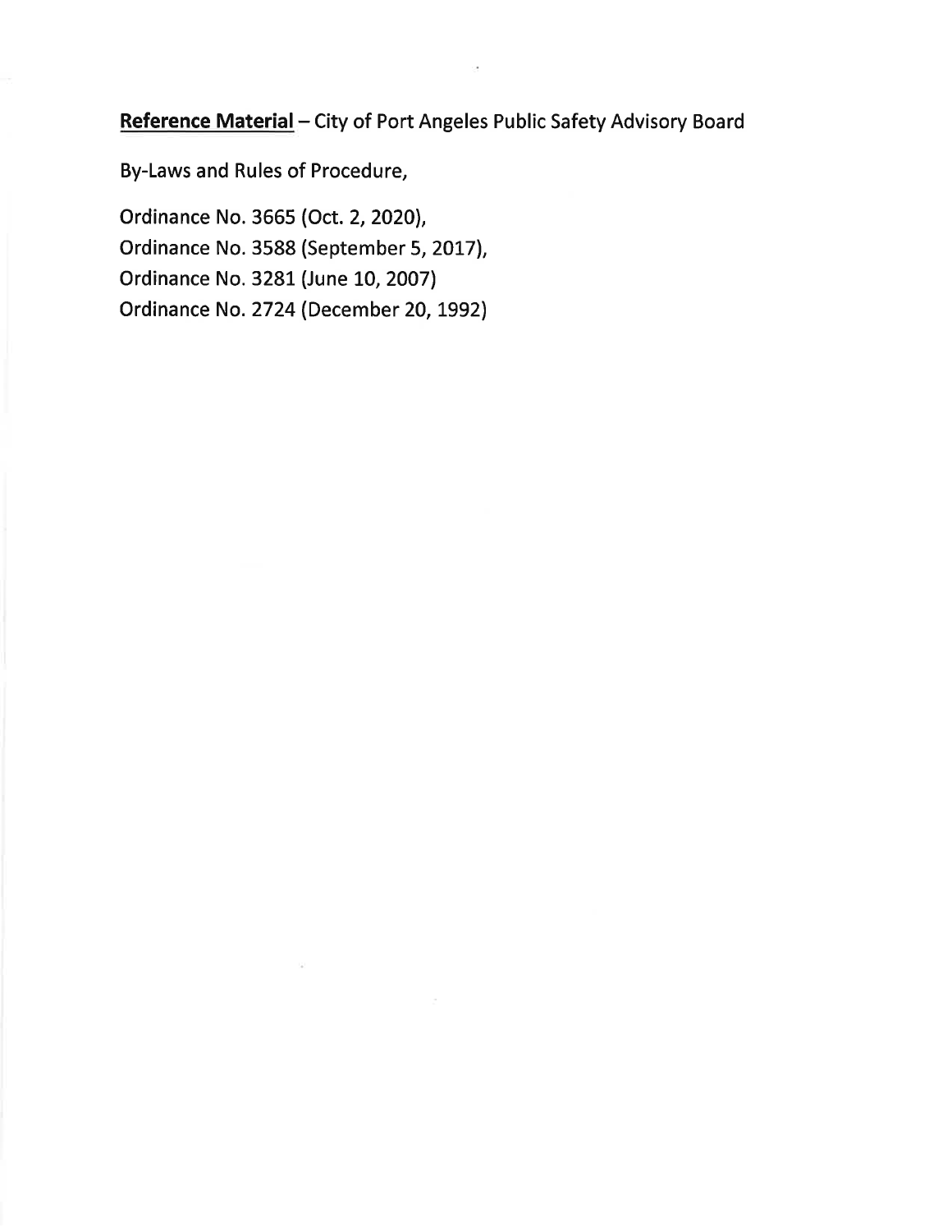**<u>Reference Material</u>** – City of Port Angeles Public Safety Advisory Board

By-Laws and Rules of Procedure,

Ordinance No. 3665 (Oct. 2, 2020),
Ordinance No. 3588 (September 5, 2017),
Ordinance No. 3281 (June 10, 2007)
Ordinance No. 2724 (December 20, 1992)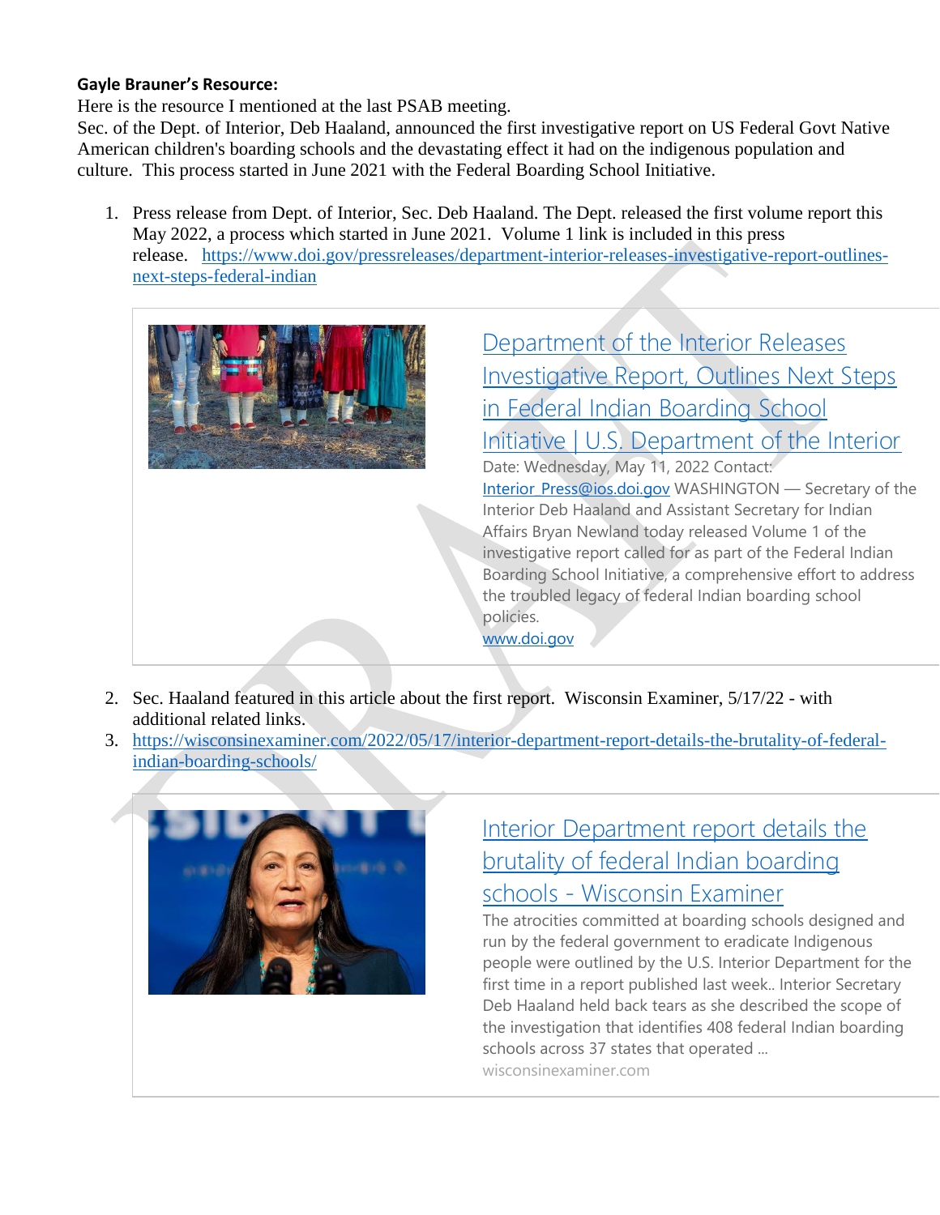**Gayle Brauner's Resource:**

Here is the resource I mentioned at the last PSAB meeting.

Sec. of the Dept. of Interior, Deb Haaland, announced the first investigative report on US Federal Govt Native American children's boarding schools and the devastating effect it had on the indigenous population and culture. This process started in June 2021 with the Federal Boarding School Initiative.

1. Press release from Dept. of Interior, Sec. Deb Haaland. The Dept. released the first volume report this May 2022, a process which started in June 2021. Volume 1 link is included in this press release. https://www.doi.gov/pressreleases/department-interior-releases-investigative-report-outlines-next-steps-federal-indian

[Department of the Interior Releases Investigative Report, Outlines Next Steps in Federal Indian Boarding School Initiative | U.S. Department of the Interior](https://www.doi.gov/pressreleases/department-interior-releases-investigative-report-outlines-next-steps-federal-indian)

Date: Wednesday, May 11, 2022 Contact: Interior_Press@ios.doi.gov WASHINGTON — Secretary of the Interior Deb Haaland and Assistant Secretary for Indian Affairs Bryan Newland today released Volume 1 of the investigative report called for as part of the Federal Indian Boarding School Initiative, a comprehensive effort to address the troubled legacy of federal Indian boarding school policies.

www.doi.gov

2. Sec. Haaland featured in this article about the first report. Wisconsin Examiner, 5/17/22 - with additional related links.
3. https://wisconsinexaminer.com/2022/05/17/interior-department-report-details-the-brutality-of-federal-indian-boarding-schools/

[Interior Department report details the brutality of federal Indian boarding schools - Wisconsin Examiner](https://wisconsinexaminer.com/2022/05/17/interior-department-report-details-the-brutality-of-federal-indian-boarding-schools/)

The atrocities committed at boarding schools designed and run by the federal government to eradicate Indigenous people were outlined by the U.S. Interior Department for the first time in a report published last week.. Interior Secretary Deb Haaland held back tears as she described the scope of the investigation that identifies 408 federal Indian boarding schools across 37 states that operated ...

wisconsinexaminer.com